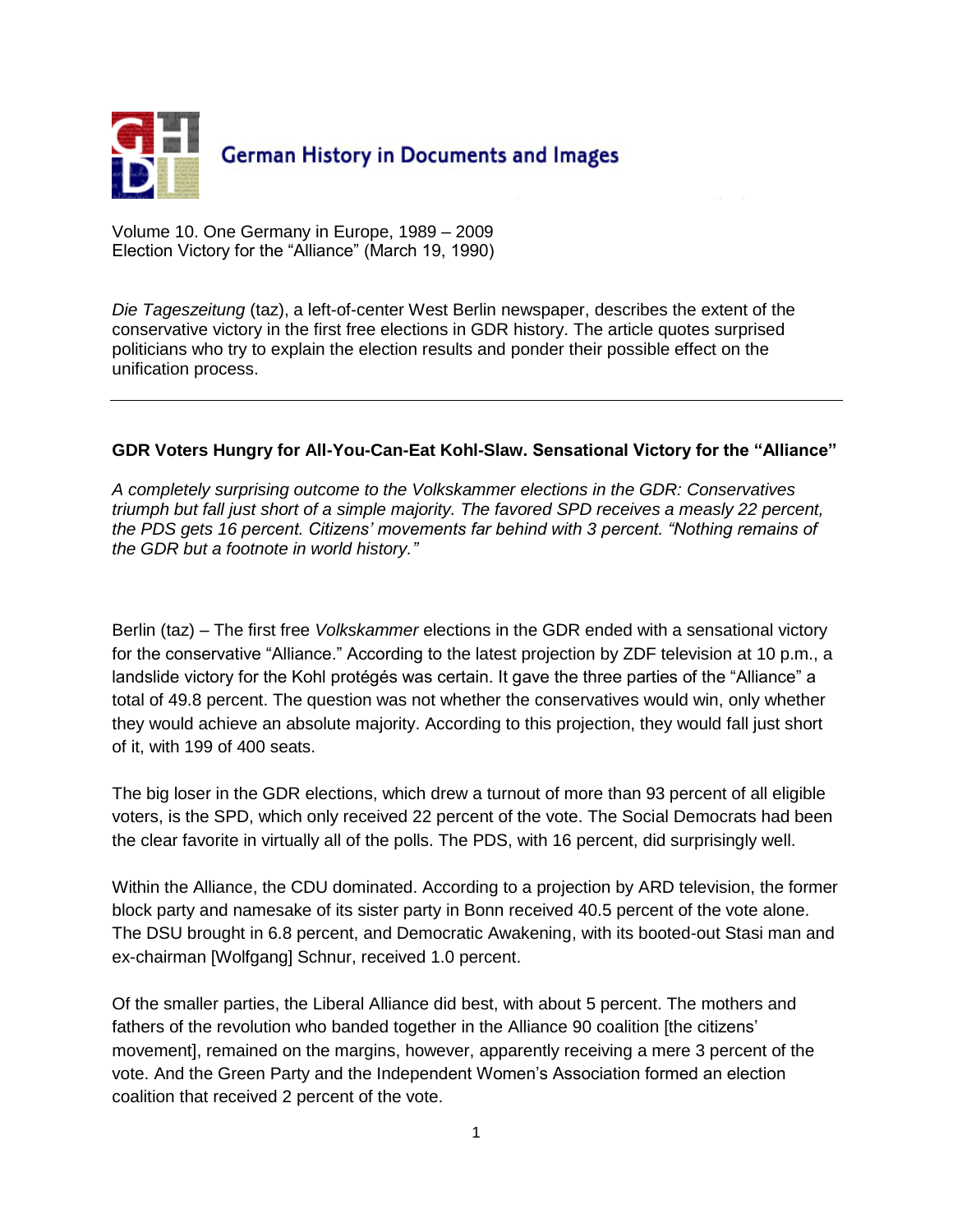German History in Documents and Images

Volume 10. One Germany in Europe, 1989 – 2009
Election Victory for the "Alliance" (March 19, 1990)

*Die Tageszeitung* (taz), a left-of-center West Berlin newspaper, describes the extent of the conservative victory in the first free elections in GDR history. The article quotes surprised politicians who try to explain the election results and ponder their possible effect on the unification process.

---

**GDR Voters Hungry for All-You-Can-Eat Kohl-Slaw. Sensational Victory for the "Alliance"**

*A completely surprising outcome to the Volkskammer elections in the GDR: Conservatives triumph but fall just short of a simple majority. The favored SPD receives a measly 22 percent, the PDS gets 16 percent. Citizens' movements far behind with 3 percent. "Nothing remains of the GDR but a footnote in world history."*

Berlin (taz) – The first free *Volkskammer* elections in the GDR ended with a sensational victory for the conservative "Alliance." According to the latest projection by ZDF television at 10 p.m., a landslide victory for the Kohl protégés was certain. It gave the three parties of the "Alliance" a total of 49.8 percent. The question was not whether the conservatives would win, only whether they would achieve an absolute majority. According to this projection, they would fall just short of it, with 199 of 400 seats.

The big loser in the GDR elections, which drew a turnout of more than 93 percent of all eligible voters, is the SPD, which only received 22 percent of the vote. The Social Democrats had been the clear favorite in virtually all of the polls. The PDS, with 16 percent, did surprisingly well.

Within the Alliance, the CDU dominated. According to a projection by ARD television, the former block party and namesake of its sister party in Bonn received 40.5 percent of the vote alone. The DSU brought in 6.8 percent, and Democratic Awakening, with its booted-out Stasi man and ex-chairman [Wolfgang] Schnur, received 1.0 percent.

Of the smaller parties, the Liberal Alliance did best, with about 5 percent. The mothers and fathers of the revolution who banded together in the Alliance 90 coalition [the citizens' movement], remained on the margins, however, apparently receiving a mere 3 percent of the vote. And the Green Party and the Independent Women's Association formed an election coalition that received 2 percent of the vote.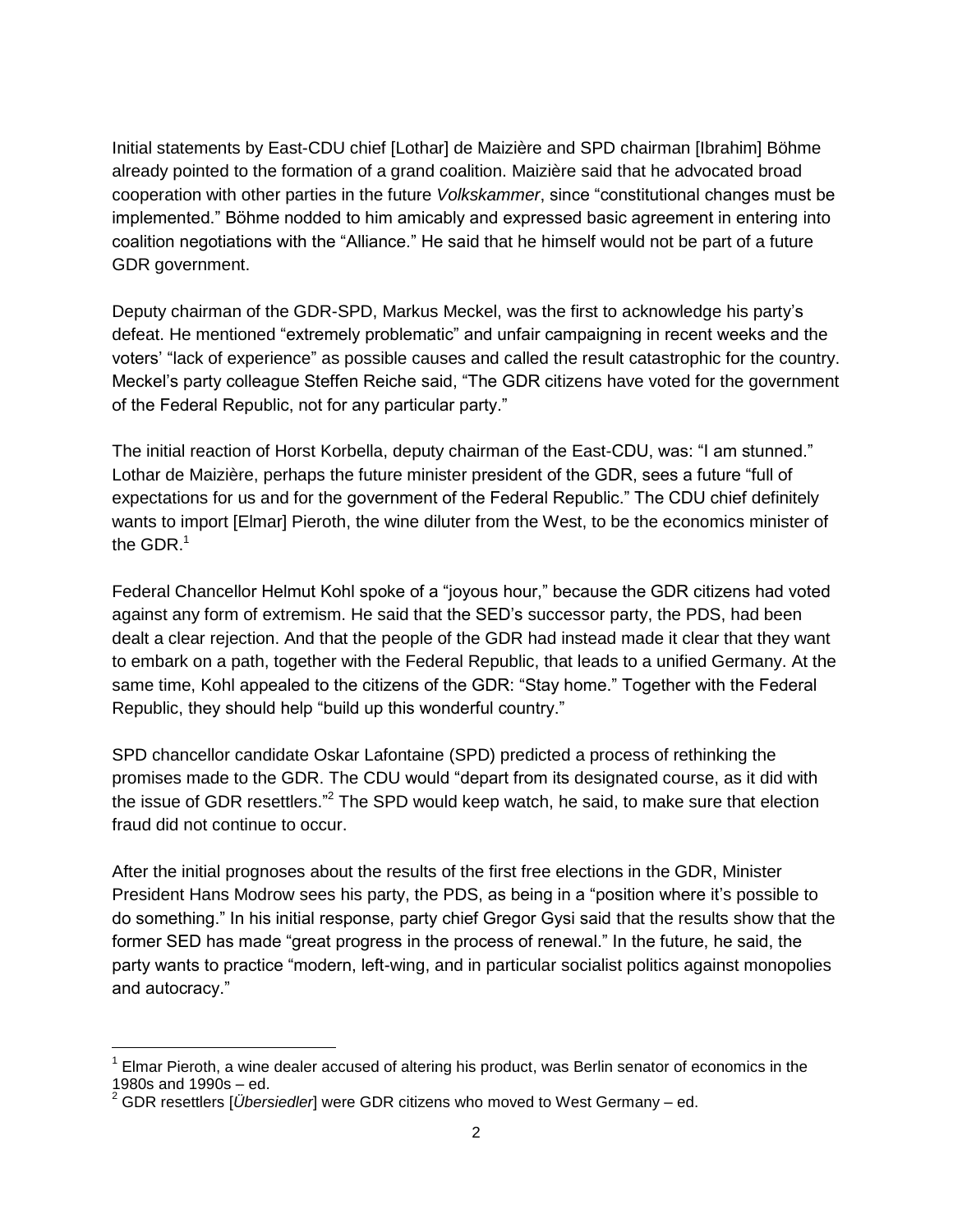Initial statements by East-CDU chief [Lothar] de Maizière and SPD chairman [Ibrahim] Böhme already pointed to the formation of a grand coalition. Maizière said that he advocated broad cooperation with other parties in the future *Volkskammer*, since "constitutional changes must be implemented." Böhme nodded to him amicably and expressed basic agreement in entering into coalition negotiations with the "Alliance." He said that he himself would not be part of a future GDR government.

Deputy chairman of the GDR-SPD, Markus Meckel, was the first to acknowledge his party's defeat. He mentioned "extremely problematic" and unfair campaigning in recent weeks and the voters' "lack of experience" as possible causes and called the result catastrophic for the country. Meckel's party colleague Steffen Reiche said, "The GDR citizens have voted for the government of the Federal Republic, not for any particular party."

The initial reaction of Horst Korbella, deputy chairman of the East-CDU, was: "I am stunned." Lothar de Maizière, perhaps the future minister president of the GDR, sees a future "full of expectations for us and for the government of the Federal Republic." The CDU chief definitely wants to import [Elmar] Pieroth, the wine diluter from the West, to be the economics minister of the GDR.[1]

Federal Chancellor Helmut Kohl spoke of a "joyous hour," because the GDR citizens had voted against any form of extremism. He said that the SED's successor party, the PDS, had been dealt a clear rejection. And that the people of the GDR had instead made it clear that they want to embark on a path, together with the Federal Republic, that leads to a unified Germany. At the same time, Kohl appealed to the citizens of the GDR: "Stay home." Together with the Federal Republic, they should help "build up this wonderful country."

SPD chancellor candidate Oskar Lafontaine (SPD) predicted a process of rethinking the promises made to the GDR. The CDU would "depart from its designated course, as it did with the issue of GDR resettlers."[2] The SPD would keep watch, he said, to make sure that election fraud did not continue to occur.

After the initial prognoses about the results of the first free elections in the GDR, Minister President Hans Modrow sees his party, the PDS, as being in a "position where it's possible to do something." In his initial response, party chief Gregor Gysi said that the results show that the former SED has made "great progress in the process of renewal." In the future, he said, the party wants to practice "modern, left-wing, and in particular socialist politics against monopolies and autocracy."

---

[1] Elmar Pieroth, a wine dealer accused of altering his product, was Berlin senator of economics in the 1980s and 1990s – ed.

[2] GDR resettlers [*Übersiedler*] were GDR citizens who moved to West Germany – ed.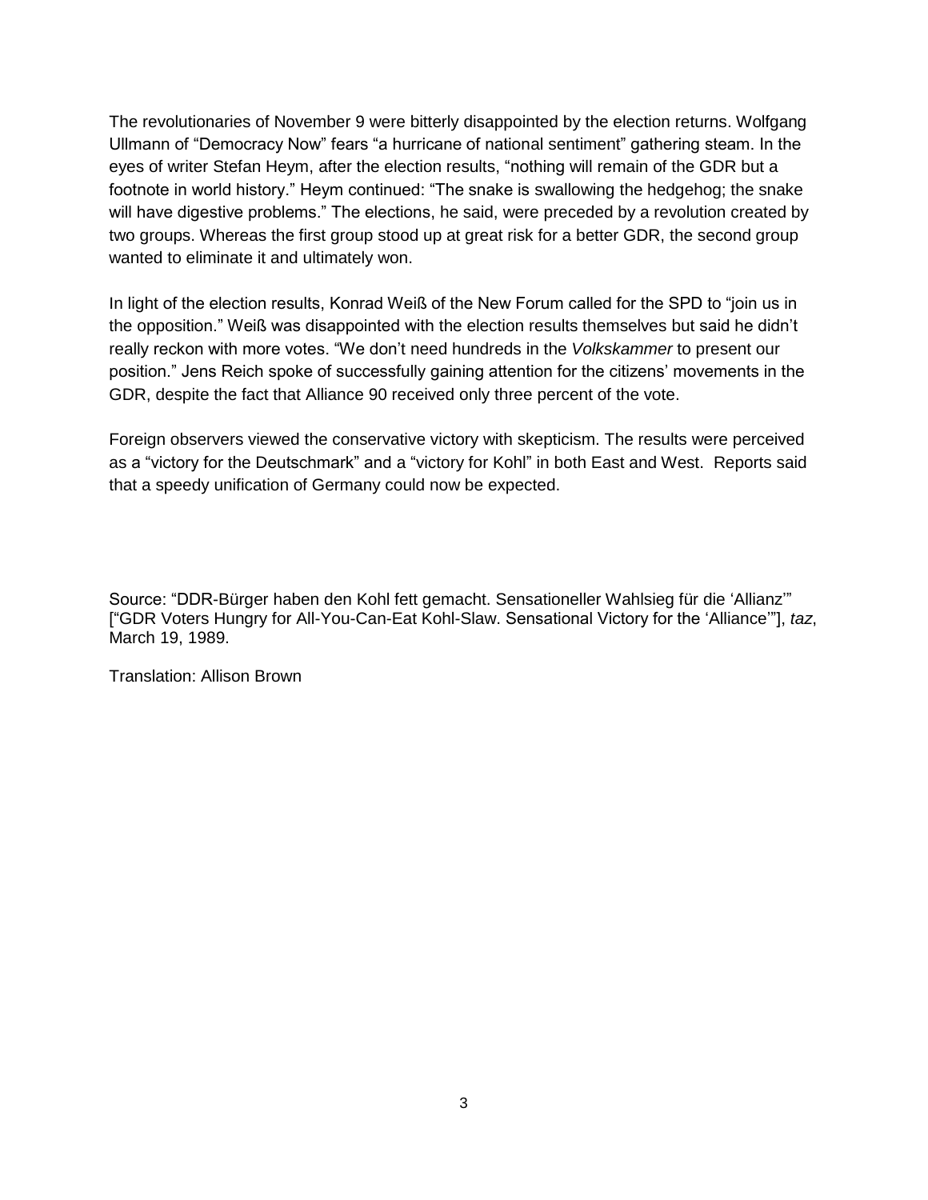The revolutionaries of November 9 were bitterly disappointed by the election returns. Wolfgang Ullmann of "Democracy Now" fears "a hurricane of national sentiment" gathering steam. In the eyes of writer Stefan Heym, after the election results, "nothing will remain of the GDR but a footnote in world history." Heym continued: "The snake is swallowing the hedgehog; the snake will have digestive problems." The elections, he said, were preceded by a revolution created by two groups. Whereas the first group stood up at great risk for a better GDR, the second group wanted to eliminate it and ultimately won.

In light of the election results, Konrad Weiß of the New Forum called for the SPD to "join us in the opposition." Weiß was disappointed with the election results themselves but said he didn't really reckon with more votes. "We don't need hundreds in the *Volkskammer* to present our position." Jens Reich spoke of successfully gaining attention for the citizens' movements in the GDR, despite the fact that Alliance 90 received only three percent of the vote.

Foreign observers viewed the conservative victory with skepticism. The results were perceived as a "victory for the Deutschmark" and a "victory for Kohl" in both East and West. Reports said that a speedy unification of Germany could now be expected.

Source: "DDR-Bürger haben den Kohl fett gemacht. Sensationeller Wahlsieg für die 'Allianz'" ["GDR Voters Hungry for All-You-Can-Eat Kohl-Slaw. Sensational Victory for the 'Alliance'"], *taz*, March 19, 1989.

Translation: Allison Brown